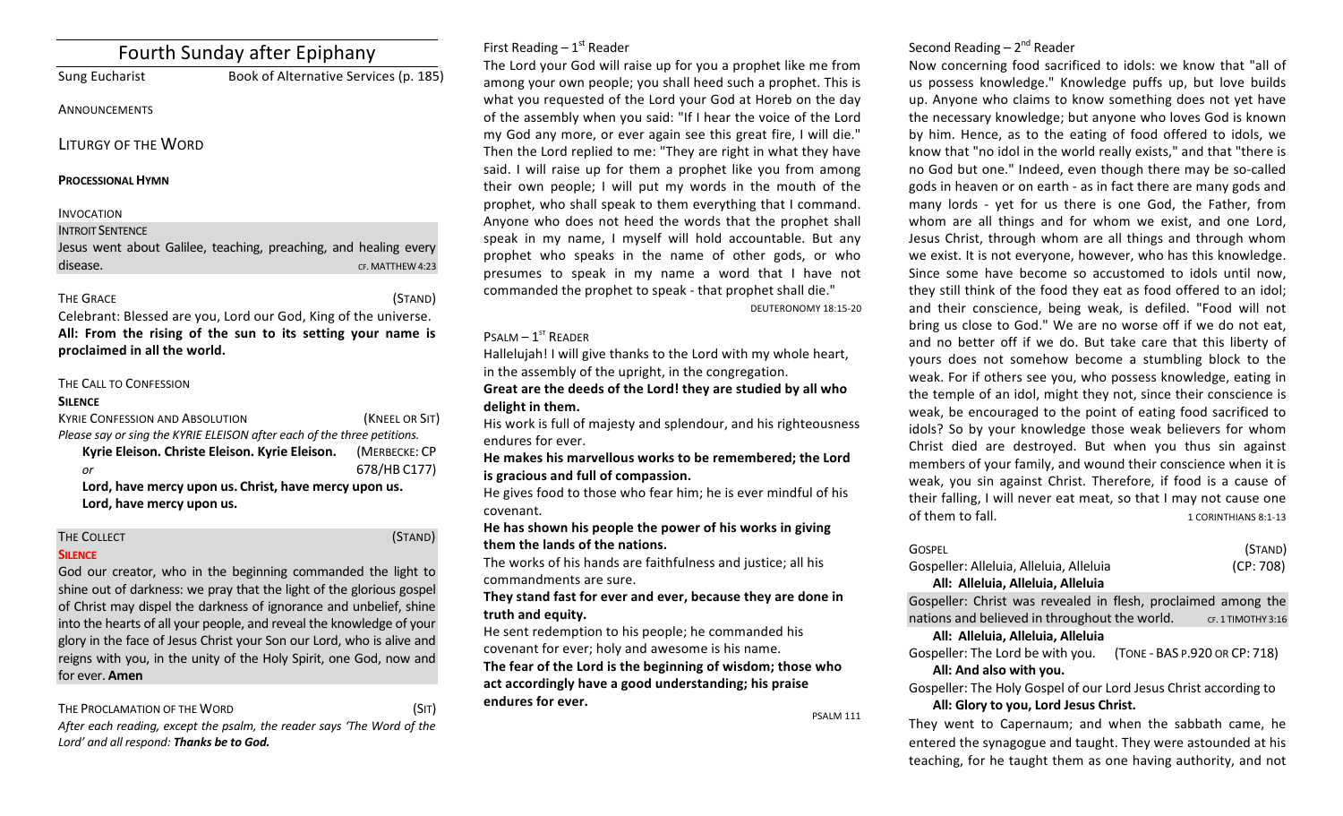# Fourth Sunday after Epiphany

Sung Eucharist — Book of Alternative Services (p. 185)

ANNOUNCEMENTS

## LITURGY OF THE WORD

**PROCESSIONAL HYMN**

INVOCATION

INTROIT SENTENCE

Jesus went about Galilee, teaching, preaching, and healing every disease. CF. MATTHEW 4:23

THE GRACE (STAND)

Celebrant: Blessed are you, Lord our God, King of the universe.

**All: From the rising of the sun to its setting your name is proclaimed in all the world.**

THE CALL TO CONFESSION

**SILENCE**

KYRIE CONFESSION AND ABSOLUTION (KNEEL OR SIT)

*Please say or sing the KYRIE ELEISON after each of the three petitions.*

**Kyrie Eleison. Christe Eleison. Kyrie Eleison.** (MERBECKE: CP 678/HB C177)

*or*

**Lord, have mercy upon us. Christ, have mercy upon us. Lord, have mercy upon us.**

THE COLLECT (STAND)

**SILENCE**

God our creator, who in the beginning commanded the light to shine out of darkness: we pray that the light of the glorious gospel of Christ may dispel the darkness of ignorance and unbelief, shine into the hearts of all your people, and reveal the knowledge of your glory in the face of Jesus Christ your Son our Lord, who is alive and reigns with you, in the unity of the Holy Spirit, one God, now and for ever. **Amen**

THE PROCLAMATION OF THE WORD (SIT)

*After each reading, except the psalm, the reader says 'The Word of the Lord' and all respond: **Thanks be to God.***

First Reading – 1st Reader

The Lord your God will raise up for you a prophet like me from among your own people; you shall heed such a prophet. This is what you requested of the Lord your God at Horeb on the day of the assembly when you said: "If I hear the voice of the Lord my God any more, or ever again see this great fire, I will die." Then the Lord replied to me: "They are right in what they have said. I will raise up for them a prophet like you from among their own people; I will put my words in the mouth of the prophet, who shall speak to them everything that I command. Anyone who does not heed the words that the prophet shall speak in my name, I myself will hold accountable. But any prophet who speaks in the name of other gods, or who presumes to speak in my name a word that I have not commanded the prophet to speak - that prophet shall die."

DEUTERONOMY 18:15-20

PSALM – 1ST READER

Hallelujah! I will give thanks to the Lord with my whole heart, in the assembly of the upright, in the congregation.

**Great are the deeds of the Lord! they are studied by all who delight in them.**

His work is full of majesty and splendour, and his righteousness endures for ever.

**He makes his marvellous works to be remembered; the Lord is gracious and full of compassion.**

He gives food to those who fear him; he is ever mindful of his covenant.

**He has shown his people the power of his works in giving them the lands of the nations.**

The works of his hands are faithfulness and justice; all his commandments are sure.

**They stand fast for ever and ever, because they are done in truth and equity.**

He sent redemption to his people; he commanded his covenant for ever; holy and awesome is his name.

**The fear of the Lord is the beginning of wisdom; those who act accordingly have a good understanding; his praise endures for ever.**

PSALM 111

Second Reading – 2nd Reader

Now concerning food sacrificed to idols: we know that "all of us possess knowledge." Knowledge puffs up, but love builds up. Anyone who claims to know something does not yet have the necessary knowledge; but anyone who loves God is known by him. Hence, as to the eating of food offered to idols, we know that "no idol in the world really exists," and that "there is no God but one." Indeed, even though there may be so-called gods in heaven or on earth - as in fact there are many gods and many lords - yet for us there is one God, the Father, from whom are all things and for whom we exist, and one Lord, Jesus Christ, through whom are all things and through whom we exist. It is not everyone, however, who has this knowledge. Since some have become so accustomed to idols until now, they still think of the food they eat as food offered to an idol; and their conscience, being weak, is defiled. "Food will not bring us close to God." We are no worse off if we do not eat, and no better off if we do. But take care that this liberty of yours does not somehow become a stumbling block to the weak. For if others see you, who possess knowledge, eating in the temple of an idol, might they not, since their conscience is weak, be encouraged to the point of eating food sacrificed to idols? So by your knowledge those weak believers for whom Christ died are destroyed. But when you thus sin against members of your family, and wound their conscience when it is weak, you sin against Christ. Therefore, if food is a cause of their falling, I will never eat meat, so that I may not cause one of them to fall.

1 CORINTHIANS 8:1-13

GOSPEL (STAND)

Gospeller: Alleluia, Alleluia, Alleluia (CP: 708)

**All: Alleluia, Alleluia, Alleluia**

Gospeller: Christ was revealed in flesh, proclaimed among the nations and believed in throughout the world. CF. 1 TIMOTHY 3:16

**All: Alleluia, Alleluia, Alleluia**

Gospeller: The Lord be with you. (TONE - BAS P.920 OR CP: 718)

**All: And also with you.**

Gospeller: The Holy Gospel of our Lord Jesus Christ according to

**All: Glory to you, Lord Jesus Christ.**

They went to Capernaum; and when the sabbath came, he entered the synagogue and taught. They were astounded at his teaching, for he taught them as one having authority, and not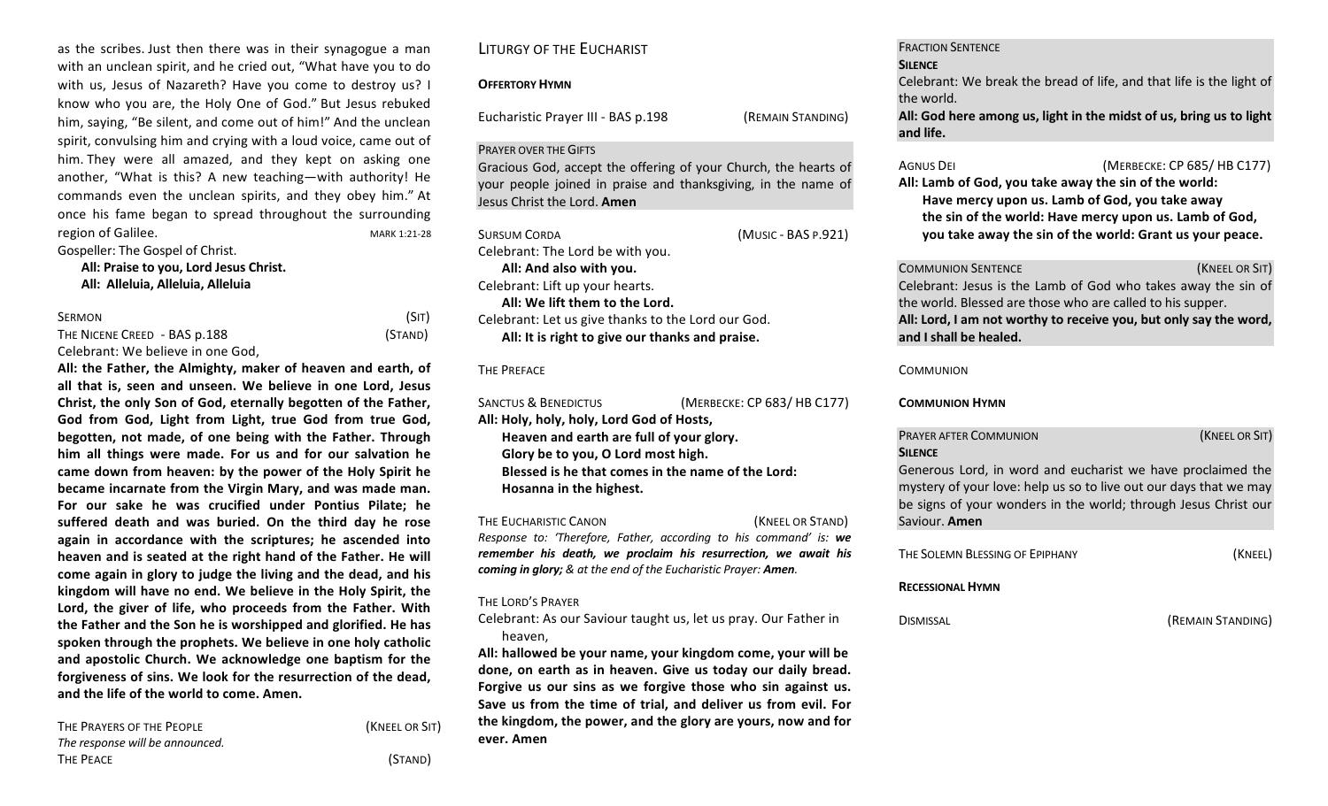as the scribes. Just then there was in their synagogue a man with an unclean spirit, and he cried out, "What have you to do with us, Jesus of Nazareth? Have you come to destroy us? I know who you are, the Holy One of God." But Jesus rebuked him, saying, "Be silent, and come out of him!" And the unclean spirit, convulsing him and crying with a loud voice, came out of him. They were all amazed, and they kept on asking one another, "What is this? A new teaching—with authority! He commands even the unclean spirits, and they obey him." At once his fame began to spread throughout the surrounding region of Galilee. MARK 1:21-28

Gospeller: The Gospel of Christ.

**All: Praise to you, Lord Jesus Christ.**
**All: Alleluia, Alleluia, Alleluia**

SERMON (SIT)

THE NICENE CREED - BAS p.188 (STAND)

Celebrant: We believe in one God,

**All: the Father, the Almighty, maker of heaven and earth, of all that is, seen and unseen. We believe in one Lord, Jesus Christ, the only Son of God, eternally begotten of the Father, God from God, Light from Light, true God from true God, begotten, not made, of one being with the Father. Through him all things were made. For us and for our salvation he came down from heaven: by the power of the Holy Spirit he became incarnate from the Virgin Mary, and was made man. For our sake he was crucified under Pontius Pilate; he suffered death and was buried. On the third day he rose again in accordance with the scriptures; he ascended into heaven and is seated at the right hand of the Father. He will come again in glory to judge the living and the dead, and his kingdom will have no end. We believe in the Holy Spirit, the Lord, the giver of life, who proceeds from the Father. With the Father and the Son he is worshipped and glorified. He has spoken through the prophets. We believe in one holy catholic and apostolic Church. We acknowledge one baptism for the forgiveness of sins. We look for the resurrection of the dead, and the life of the world to come. Amen.**

THE PRAYERS OF THE PEOPLE (KNEEL OR SIT)

*The response will be announced.*

THE PEACE (STAND)

## LITURGY OF THE EUCHARIST

**OFFERTORY HYMN**

Eucharistic Prayer III - BAS p.198 (REMAIN STANDING)

PRAYER OVER THE GIFTS

Gracious God, accept the offering of your Church, the hearts of your people joined in praise and thanksgiving, in the name of Jesus Christ the Lord. **Amen**

SURSUM CORDA (MUSIC - BAS P.921)

Celebrant: The Lord be with you.
**All: And also with you.**
Celebrant: Lift up your hearts.
**All: We lift them to the Lord.**
Celebrant: Let us give thanks to the Lord our God.
**All: It is right to give our thanks and praise.**

THE PREFACE

SANCTUS & BENEDICTUS (MERBECKE: CP 683/ HB C177)

**All: Holy, holy, holy, Lord God of Hosts,**
**Heaven and earth are full of your glory.**
**Glory be to you, O Lord most high.**
**Blessed is he that comes in the name of the Lord:**
**Hosanna in the highest.**

THE EUCHARISTIC CANON (KNEEL OR STAND)

*Response to: 'Therefore, Father, according to his command' is: **we remember his death, we proclaim his resurrection, we await his coming in glory;** & at the end of the Eucharistic Prayer: **Amen**.*

THE LORD'S PRAYER

Celebrant: As our Saviour taught us, let us pray. Our Father in heaven,

**All: hallowed be your name, your kingdom come, your will be done, on earth as in heaven. Give us today our daily bread. Forgive us our sins as we forgive those who sin against us. Save us from the time of trial, and deliver us from evil. For the kingdom, the power, and the glory are yours, now and for ever. Amen**

FRACTION SENTENCE

**SILENCE**

Celebrant: We break the bread of life, and that life is the light of the world.

**All: God here among us, light in the midst of us, bring us to light and life.**

AGNUS DEI (MERBECKE: CP 685/ HB C177)

**All: Lamb of God, you take away the sin of the world:**
**Have mercy upon us. Lamb of God, you take away**
**the sin of the world: Have mercy upon us. Lamb of God,**
**you take away the sin of the world: Grant us your peace.**

COMMUNION SENTENCE (KNEEL OR SIT)

Celebrant: Jesus is the Lamb of God who takes away the sin of the world. Blessed are those who are called to his supper.

**All: Lord, I am not worthy to receive you, but only say the word, and I shall be healed.**

COMMUNION

**COMMUNION HYMN**

PRAYER AFTER COMMUNION (KNEEL OR SIT)

**SILENCE**

Generous Lord, in word and eucharist we have proclaimed the mystery of your love: help us so to live out our days that we may be signs of your wonders in the world; through Jesus Christ our Saviour. **Amen**

THE SOLEMN BLESSING OF EPIPHANY (KNEEL)

**RECESSIONAL HYMN**

DISMISSAL (REMAIN STANDING)